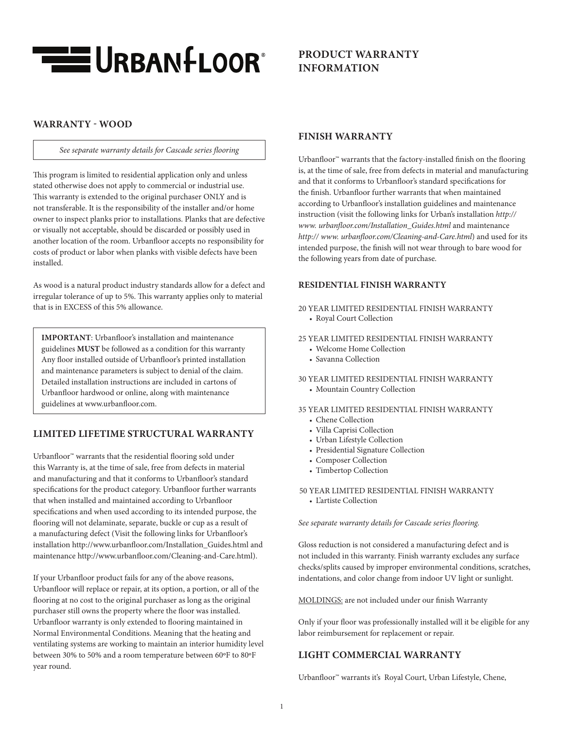# URBANFLOOR®

## PRODUCT WARRANTY INFORMATION

## WARRANTY - WOOD

*See separate warranty details for Cascade series flooring*

This program is limited to residential application only and unless stated otherwise does not apply to commercial or industrial use. This warranty is extended to the original purchaser ONLY and is not transferable. It is the responsibility of the installer and/or home owner to inspect planks prior to installations. Planks that are defective or visually not acceptable, should be discarded or possibly used in another location of the room. Urbanfloor accepts no responsibility for costs of product or labor when planks with visible defects have been installed.

As wood is a natural product industry standards allow for a defect and irregular tolerance of up to 5%. This warranty applies only to material that is in EXCESS of this 5% allowance.

**IMPORTANT**: Urbanfloor's installation and maintenance guidelines **MUST** be followed as a condition for this warranty Any floor installed outside of Urbanfloor's printed installation and maintenance parameters is subject to denial of the claim. Detailed installation instructions are included in cartons of Urbanfloor hardwood or online, along with maintenance guidelines at www.urbanfloor.com.

## LIMITED LIFETIME STRUCTURAL WARRANTY

Urbanfloor™ warrants that the residential flooring sold under this Warranty is, at the time of sale, free from defects in material and manufacturing and that it conforms to Urbanfloor's standard specifications for the product category. Urbanfloor further warrants that when installed and maintained according to Urbanfloor specifications and when used according to its intended purpose, the flooring will not delaminate, separate, buckle or cup as a result of a manufacturing defect (Visit the following links for Urbanfloor's installation http://www.urbanfloor.com/Installation_Guides.html and maintenance http://www.urbanfloor.com/Cleaning-and-Care.html).

If your Urbanfloor product fails for any of the above reasons, Urbanfloor will replace or repair, at its option, a portion, or all of the flooring at no cost to the original purchaser as long as the original purchaser still owns the property where the floor was installed. Urbanfloor warranty is only extended to flooring maintained in Normal Environmental Conditions. Meaning that the heating and ventilating systems are working to maintain an interior humidity level between 30% to 50% and a room temperature between 60ºF to 80ºF year round.

## FINISH WARRANTY

Urbanfloor™ warrants that the factory-installed finish on the flooring is, at the time of sale, free from defects in material and manufacturing and that it conforms to Urbanfloor's standard specifications for the finish. Urbanfloor further warrants that when maintained according to Urbanfloor's installation guidelines and maintenance instruction (visit the following links for Urban's installation *http:// www. urbanfloor.com/Installation_Guides.html* and maintenance *http:// www. urbanfloor.com/Cleaning-and-Care.html*) and used for its intended purpose, the finish will not wear through to bare wood for the following years from date of purchase.

### RESIDENTIAL FINISH WARRANTY

20 YEAR LIMITED RESIDENTIAL FINISH WARRANTY
- Royal Court Collection

25 YEAR LIMITED RESIDENTIAL FINISH WARRANTY
- Welcome Home Collection
- Savanna Collection

30 YEAR LIMITED RESIDENTIAL FINISH WARRANTY
- Mountain Country Collection

35 YEAR LIMITED RESIDENTIAL FINISH WARRANTY
- Chene Collection
- Villa Caprisi Collection
- Urban Lifestyle Collection
- Presidential Signature Collection
- Composer Collection
- Timbertop Collection

50 YEAR LIMITED RESIDENTIAL FINISH WARRANTY
- L'artiste Collection

*See separate warranty details for Cascade series flooring.*

Gloss reduction is not considered a manufacturing defect and is not included in this warranty. Finish warranty excludes any surface checks/splits caused by improper environmental conditions, scratches, indentations, and color change from indoor UV light or sunlight.

MOLDINGS: are not included under our finish Warranty

Only if your floor was professionally installed will it be eligible for any labor reimbursement for replacement or repair.

## LIGHT COMMERCIAL WARRANTY

Urbanfloor™ warrants it's Royal Court, Urban Lifestyle, Chene,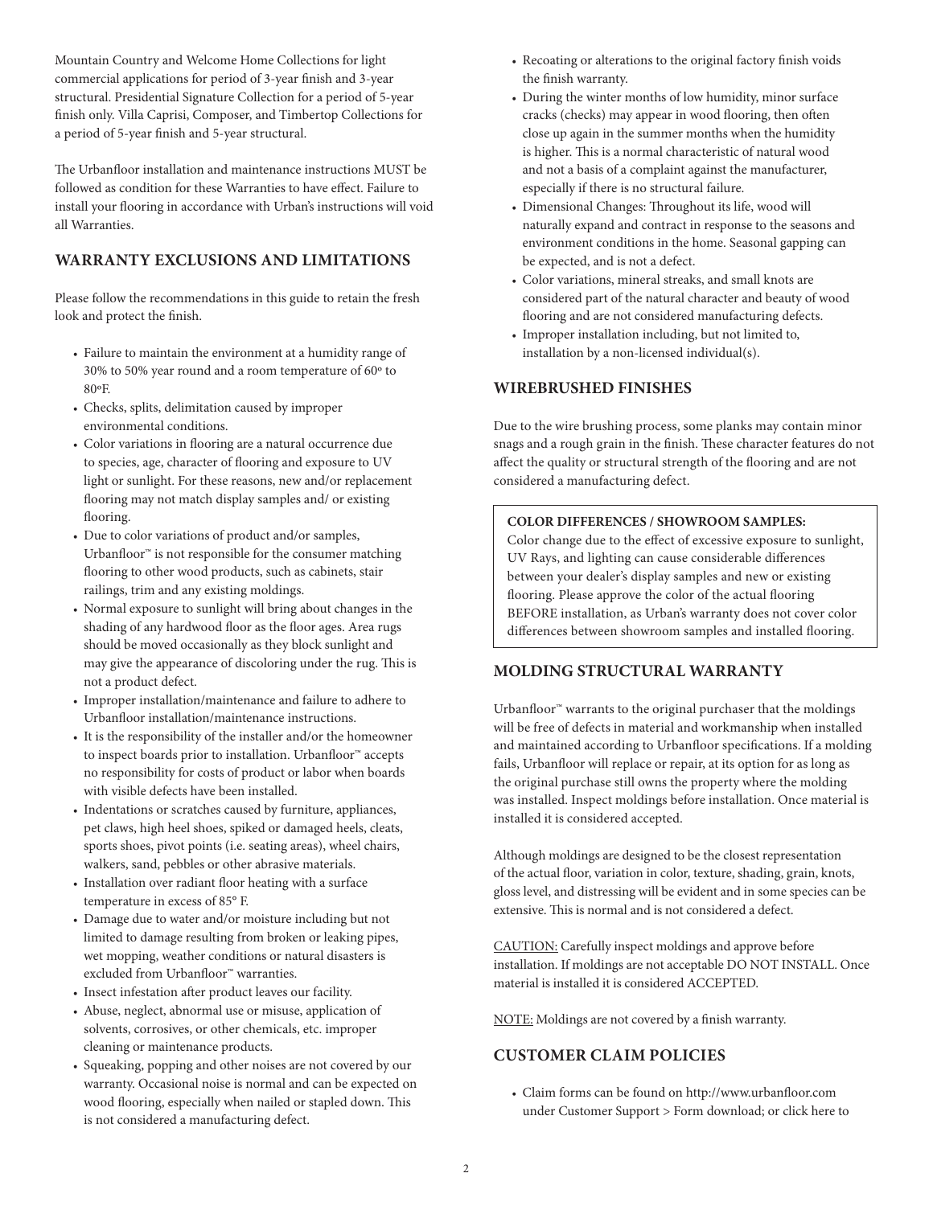Mountain Country and Welcome Home Collections for light commercial applications for period of 3-year finish and 3-year structural. Presidential Signature Collection for a period of 5-year finish only. Villa Caprisi, Composer, and Timbertop Collections for a period of 5-year finish and 5-year structural.

The Urbanfloor installation and maintenance instructions MUST be followed as condition for these Warranties to have effect. Failure to install your flooring in accordance with Urban's instructions will void all Warranties.

## WARRANTY EXCLUSIONS AND LIMITATIONS

Please follow the recommendations in this guide to retain the fresh look and protect the finish.

- Failure to maintain the environment at a humidity range of 30% to 50% year round and a room temperature of 60º to 80ºF.
- Checks, splits, delimitation caused by improper environmental conditions.
- Color variations in flooring are a natural occurrence due to species, age, character of flooring and exposure to UV light or sunlight. For these reasons, new and/or replacement flooring may not match display samples and/ or existing flooring.
- Due to color variations of product and/or samples, Urbanfloor™ is not responsible for the consumer matching flooring to other wood products, such as cabinets, stair railings, trim and any existing moldings.
- Normal exposure to sunlight will bring about changes in the shading of any hardwood floor as the floor ages. Area rugs should be moved occasionally as they block sunlight and may give the appearance of discoloring under the rug. This is not a product defect.
- Improper installation/maintenance and failure to adhere to Urbanfloor installation/maintenance instructions.
- It is the responsibility of the installer and/or the homeowner to inspect boards prior to installation. Urbanfloor™ accepts no responsibility for costs of product or labor when boards with visible defects have been installed.
- Indentations or scratches caused by furniture, appliances, pet claws, high heel shoes, spiked or damaged heels, cleats, sports shoes, pivot points (i.e. seating areas), wheel chairs, walkers, sand, pebbles or other abrasive materials.
- Installation over radiant floor heating with a surface temperature in excess of 85° F.
- Damage due to water and/or moisture including but not limited to damage resulting from broken or leaking pipes, wet mopping, weather conditions or natural disasters is excluded from Urbanfloor™ warranties.
- Insect infestation after product leaves our facility.
- Abuse, neglect, abnormal use or misuse, application of solvents, corrosives, or other chemicals, etc. improper cleaning or maintenance products.
- Squeaking, popping and other noises are not covered by our warranty. Occasional noise is normal and can be expected on wood flooring, especially when nailed or stapled down. This is not considered a manufacturing defect.
- Recoating or alterations to the original factory finish voids the finish warranty.
- During the winter months of low humidity, minor surface cracks (checks) may appear in wood flooring, then often close up again in the summer months when the humidity is higher. This is a normal characteristic of natural wood and not a basis of a complaint against the manufacturer, especially if there is no structural failure.
- Dimensional Changes: Throughout its life, wood will naturally expand and contract in response to the seasons and environment conditions in the home. Seasonal gapping can be expected, and is not a defect.
- Color variations, mineral streaks, and small knots are considered part of the natural character and beauty of wood flooring and are not considered manufacturing defects.
- Improper installation including, but not limited to, installation by a non-licensed individual(s).

## WIREBRUSHED FINISHES

Due to the wire brushing process, some planks may contain minor snags and a rough grain in the finish. These character features do not affect the quality or structural strength of the flooring and are not considered a manufacturing defect.

**COLOR DIFFERENCES / SHOWROOM SAMPLES:**
Color change due to the effect of excessive exposure to sunlight, UV Rays, and lighting can cause considerable differences between your dealer's display samples and new or existing flooring. Please approve the color of the actual flooring BEFORE installation, as Urban's warranty does not cover color differences between showroom samples and installed flooring.

## MOLDING STRUCTURAL WARRANTY

Urbanfloor™ warrants to the original purchaser that the moldings will be free of defects in material and workmanship when installed and maintained according to Urbanfloor specifications. If a molding fails, Urbanfloor will replace or repair, at its option for as long as the original purchase still owns the property where the molding was installed. Inspect moldings before installation. Once material is installed it is considered accepted.

Although moldings are designed to be the closest representation of the actual floor, variation in color, texture, shading, grain, knots, gloss level, and distressing will be evident and in some species can be extensive. This is normal and is not considered a defect.

CAUTION: Carefully inspect moldings and approve before installation. If moldings are not acceptable DO NOT INSTALL. Once material is installed it is considered ACCEPTED.

NOTE: Moldings are not covered by a finish warranty.

## CUSTOMER CLAIM POLICIES

- Claim forms can be found on http://www.urbanfloor.com under Customer Support > Form download; or click here to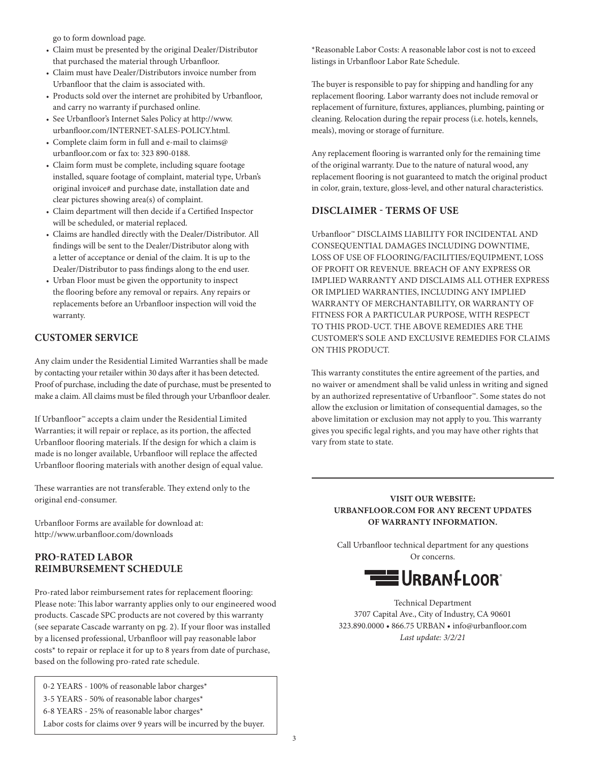go to form download page.

- Claim must be presented by the original Dealer/Distributor that purchased the material through Urbanfloor.
- Claim must have Dealer/Distributors invoice number from Urbanfloor that the claim is associated with.
- Products sold over the internet are prohibited by Urbanfloor, and carry no warranty if purchased online.
- See Urbanfloor's Internet Sales Policy at http://www.urbanfloor.com/INTERNET-SALES-POLICY.html.
- Complete claim form in full and e-mail to claims@urbanfloor.com or fax to: 323 890-0188.
- Claim form must be complete, including square footage installed, square footage of complaint, material type, Urban's original invoice# and purchase date, installation date and clear pictures showing area(s) of complaint.
- Claim department will then decide if a Certified Inspector will be scheduled, or material replaced.
- Claims are handled directly with the Dealer/Distributor. All findings will be sent to the Dealer/Distributor along with a letter of acceptance or denial of the claim. It is up to the Dealer/Distributor to pass findings along to the end user.
- Urban Floor must be given the opportunity to inspect the flooring before any removal or repairs. Any repairs or replacements before an Urbanfloor inspection will void the warranty.

## CUSTOMER SERVICE

Any claim under the Residential Limited Warranties shall be made by contacting your retailer within 30 days after it has been detected. Proof of purchase, including the date of purchase, must be presented to make a claim. All claims must be filed through your Urbanfloor dealer.

If Urbanfloor™ accepts a claim under the Residential Limited Warranties; it will repair or replace, as its portion, the affected Urbanfloor flooring materials. If the design for which a claim is made is no longer available, Urbanfloor will replace the affected Urbanfloor flooring materials with another design of equal value.

These warranties are not transferable. They extend only to the original end-consumer.

Urbanfloor Forms are available for download at: http://www.urbanfloor.com/downloads

## PRO-RATED LABOR REIMBURSEMENT SCHEDULE

Pro-rated labor reimbursement rates for replacement flooring: Please note: This labor warranty applies only to our engineered wood products. Cascade SPC products are not covered by this warranty (see separate Cascade warranty on pg. 2). If your floor was installed by a licensed professional, Urbanfloor will pay reasonable labor costs* to repair or replace it for up to 8 years from date of purchase, based on the following pro-rated rate schedule.

0-2 YEARS - 100% of reasonable labor charges*
3-5 YEARS - 50% of reasonable labor charges*
6-8 YEARS - 25% of reasonable labor charges*
Labor costs for claims over 9 years will be incurred by the buyer.

*Reasonable Labor Costs: A reasonable labor cost is not to exceed listings in Urbanfloor Labor Rate Schedule.

The buyer is responsible to pay for shipping and handling for any replacement flooring. Labor warranty does not include removal or replacement of furniture, fixtures, appliances, plumbing, painting or cleaning. Relocation during the repair process (i.e. hotels, kennels, meals), moving or storage of furniture.

Any replacement flooring is warranted only for the remaining time of the original warranty. Due to the nature of natural wood, any replacement flooring is not guaranteed to match the original product in color, grain, texture, gloss-level, and other natural characteristics.

## DISCLAIMER - TERMS OF USE

Urbanfloor™ DISCLAIMS LIABILITY FOR INCIDENTAL AND CONSEQUENTIAL DAMAGES INCLUDING DOWNTIME, LOSS OF USE OF FLOORING/FACILITIES/EQUIPMENT, LOSS OF PROFIT OR REVENUE. BREACH OF ANY EXPRESS OR IMPLIED WARRANTY AND DISCLAIMS ALL OTHER EXPRESS OR IMPLIED WARRANTIES, INCLUDING ANY IMPLIED WARRANTY OF MERCHANTABILITY, OR WARRANTY OF FITNESS FOR A PARTICULAR PURPOSE, WITH RESPECT TO THIS PROD-UCT. THE ABOVE REMEDIES ARE THE CUSTOMER'S SOLE AND EXCLUSIVE REMEDIES FOR CLAIMS ON THIS PRODUCT.

This warranty constitutes the entire agreement of the parties, and no waiver or amendment shall be valid unless in writing and signed by an authorized representative of Urbanfloor™. Some states do not allow the exclusion or limitation of consequential damages, so the above limitation or exclusion may not apply to you. This warranty gives you specific legal rights, and you may have other rights that vary from state to state.

---

**VISIT OUR WEBSITE:
URBANFLOOR.COM FOR ANY RECENT UPDATES
OF WARRANTY INFORMATION.**

Call Urbanfloor technical department for any questions
Or concerns.

URBANFLOOR®

Technical Department
3707 Capital Ave., City of Industry, CA 90601
323.890.0000 • 866.75 URBAN • info@urbanfloor.com
*Last update: 3/2/21*